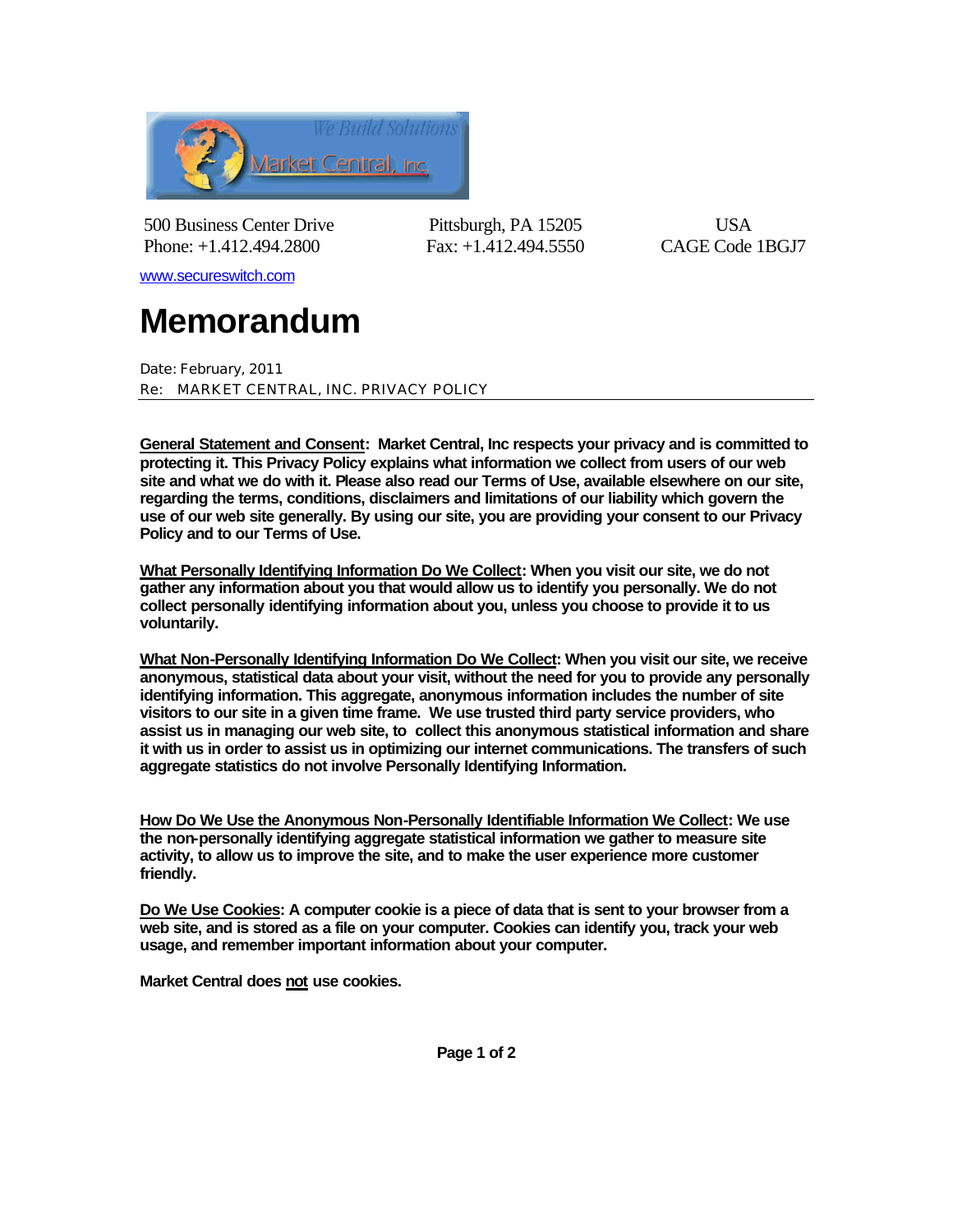Market Central, Inc — We Build Solutions

500 Business Center Drive | Pittsburgh, PA 15205 | USA
Phone: +1.412.494.2800 | Fax: +1.412.494.5550 | CAGE Code 1BGJ7

www.secureswitch.com

# Memorandum

Date: February, 2011
Re: MARKET CENTRAL, INC. PRIVACY POLICY

---

**General Statement and Consent: Market Central, Inc respects your privacy and is committed to protecting it. This Privacy Policy explains what information we collect from users of our web site and what we do with it. Please also read our Terms of Use, available elsewhere on our site, regarding the terms, conditions, disclaimers and limitations of our liability which govern the use of our web site generally. By using our site, you are providing your consent to our Privacy Policy and to our Terms of Use.**

**What Personally Identifying Information Do We Collect: When you visit our site, we do not gather any information about you that would allow us to identify you personally. We do not collect personally identifying information about you, unless you choose to provide it to us voluntarily.**

**What Non-Personally Identifying Information Do We Collect: When you visit our site, we receive anonymous, statistical data about your visit, without the need for you to provide any personally identifying information. This aggregate, anonymous information includes the number of site visitors to our site in a given time frame. We use trusted third party service providers, who assist us in managing our web site, to collect this anonymous statistical information and share it with us in order to assist us in optimizing our internet communications. The transfers of such aggregate statistics do not involve Personally Identifying Information.**

**How Do We Use the Anonymous Non-Personally Identifiable Information We Collect: We use the non-personally identifying aggregate statistical information we gather to measure site activity, to allow us to improve the site, and to make the user experience more customer friendly.**

**Do We Use Cookies: A computer cookie is a piece of data that is sent to your browser from a web site, and is stored as a file on your computer. Cookies can identify you, track your web usage, and remember important information about your computer.**

**Market Central does not use cookies.**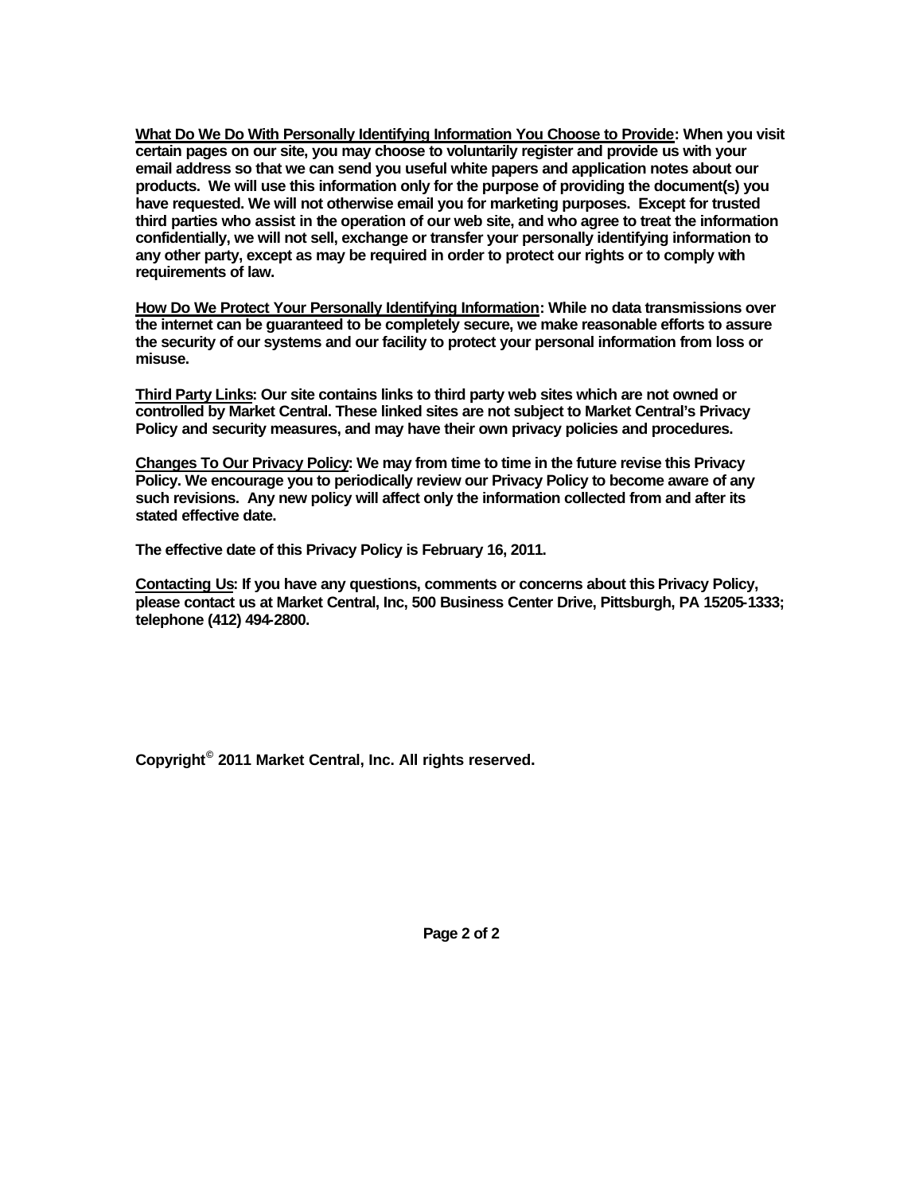**<u>What Do We Do With Personally Identifying Information You Choose to Provide</u>: When you visit certain pages on our site, you may choose to voluntarily register and provide us with your email address so that we can send you useful white papers and application notes about our products. We will use this information only for the purpose of providing the document(s) you have requested. We will not otherwise email you for marketing purposes. Except for trusted third parties who assist in the operation of our web site, and who agree to treat the information confidentially, we will not sell, exchange or transfer your personally identifying information to any other party, except as may be required in order to protect our rights or to comply with requirements of law.**

**<u>How Do We Protect Your Personally Identifying Information</u>: While no data transmissions over the internet can be guaranteed to be completely secure, we make reasonable efforts to assure the security of our systems and our facility to protect your personal information from loss or misuse.**

**<u>Third Party Links</u>: Our site contains links to third party web sites which are not owned or controlled by Market Central. These linked sites are not subject to Market Central's Privacy Policy and security measures, and may have their own privacy policies and procedures.**

**<u>Changes To Our Privacy Policy</u>: We may from time to time in the future revise this Privacy Policy. We encourage you to periodically review our Privacy Policy to become aware of any such revisions. Any new policy will affect only the information collected from and after its stated effective date.**

**The effective date of this Privacy Policy is February 16, 2011.**

**<u>Contacting Us</u>: If you have any questions, comments or concerns about this Privacy Policy, please contact us at Market Central, Inc, 500 Business Center Drive, Pittsburgh, PA 15205-1333; telephone (412) 494-2800.**

**Copyright© 2011 Market Central, Inc. All rights reserved.**